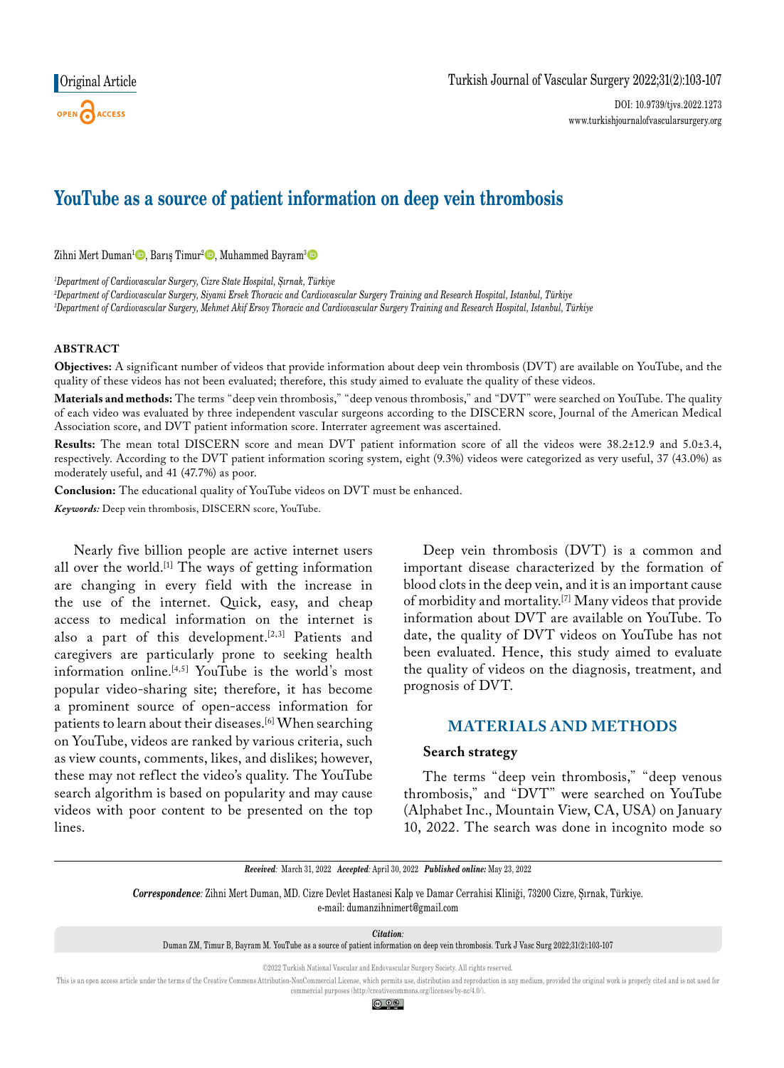Original Article

# YouTube as a source of patient information on deep vein thrombosis

Zihni Mert Duman[1], Barış Timur[2], Muhammed Bayram[3]

[1]*Department of Cardiovascular Surgery, Cizre State Hospital, Şırnak, Türkiye*
[2]*Department of Cardiovascular Surgery, Siyami Ersek Thoracic and Cardiovascular Surgery Training and Research Hospital, Istanbul, Türkiye*
[3]*Department of Cardiovascular Surgery, Mehmet Akif Ersoy Thoracic and Cardiovascular Surgery Training and Research Hospital, Istanbul, Türkiye*

## ABSTRACT

**Objectives:** A significant number of videos that provide information about deep vein thrombosis (DVT) are available on YouTube, and the quality of these videos has not been evaluated; therefore, this study aimed to evaluate the quality of these videos.

**Materials and methods:** The terms "deep vein thrombosis," "deep venous thrombosis," and "DVT" were searched on YouTube. The quality of each video was evaluated by three independent vascular surgeons according to the DISCERN score, Journal of the American Medical Association score, and DVT patient information score. Interrater agreement was ascertained.

**Results:** The mean total DISCERN score and mean DVT patient information score of all the videos were 38.2±12.9 and 5.0±3.4, respectively. According to the DVT patient information scoring system, eight (9.3%) videos were categorized as very useful, 37 (43.0%) as moderately useful, and 41 (47.7%) as poor.

**Conclusion:** The educational quality of YouTube videos on DVT must be enhanced.

***Keywords:*** Deep vein thrombosis, DISCERN score, YouTube.

Nearly five billion people are active internet users all over the world.[1] The ways of getting information are changing in every field with the increase in the use of the internet. Quick, easy, and cheap access to medical information on the internet is also a part of this development.[2,3] Patients and caregivers are particularly prone to seeking health information online.[4,5] YouTube is the world's most popular video-sharing site; therefore, it has become a prominent source of open-access information for patients to learn about their diseases.[6] When searching on YouTube, videos are ranked by various criteria, such as view counts, comments, likes, and dislikes; however, these may not reflect the video's quality. The YouTube search algorithm is based on popularity and may cause videos with poor content to be presented on the top lines.

Deep vein thrombosis (DVT) is a common and important disease characterized by the formation of blood clots in the deep vein, and it is an important cause of morbidity and mortality.[7] Many videos that provide information about DVT are available on YouTube. To date, the quality of DVT videos on YouTube has not been evaluated. Hence, this study aimed to evaluate the quality of videos on the diagnosis, treatment, and prognosis of DVT.

## MATERIALS AND METHODS

### Search strategy

The terms "deep vein thrombosis," "deep venous thrombosis," and "DVT" were searched on YouTube (Alphabet Inc., Mountain View, CA, USA) on January 10, 2022. The search was done in incognito mode so

***Received:*** March 31, 2022 ***Accepted:*** April 30, 2022 ***Published online:*** May 23, 2022

***Correspondence:*** Zihni Mert Duman, MD. Cizre Devlet Hastanesi Kalp ve Damar Cerrahisi Kliniği, 73200 Cizre, Şırnak, Türkiye.
e-mail: dumanzihnimert@gmail.com

***Citation:***
Duman ZM, Timur B, Bayram M. YouTube as a source of patient information on deep vein thrombosis. Turk J Vasc Surg 2022;31(2):103-107

©2022 Turkish National Vascular and Endovascular Surgery Society. All rights reserved.

This is an open access article under the terms of the Creative Commons Attribution-NonCommercial License, which permits use, distribution and reproduction in any medium, provided the original work is properly cited and is not used for commercial purposes (http://creativecommons.org/licenses/by-nc/4.0/).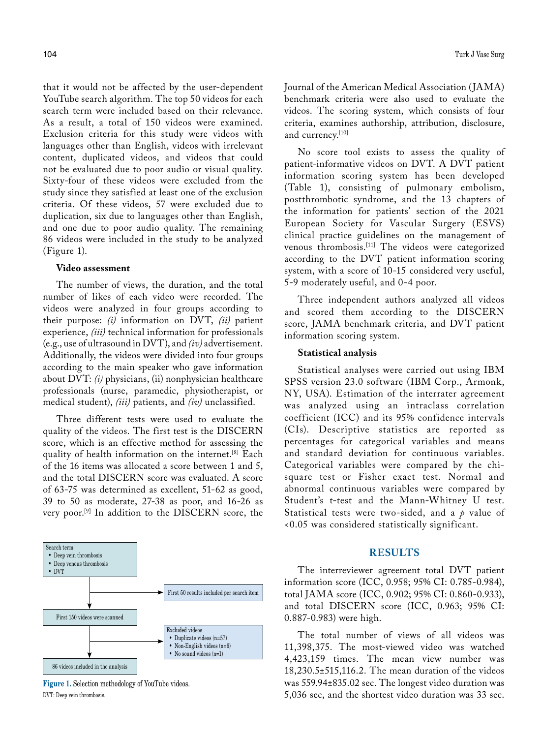that it would not be affected by the user-dependent YouTube search algorithm. The top 50 videos for each search term were included based on their relevance. As a result, a total of 150 videos were examined. Exclusion criteria for this study were videos with languages other than English, videos with irrelevant content, duplicated videos, and videos that could not be evaluated due to poor audio or visual quality. Sixty-four of these videos were excluded from the study since they satisfied at least one of the exclusion criteria. Of these videos, 57 were excluded due to duplication, six due to languages other than English, and one due to poor audio quality. The remaining 86 videos were included in the study to be analyzed (Figure 1).

### Video assessment

The number of views, the duration, and the total number of likes of each video were recorded. The videos were analyzed in four groups according to their purpose: *(i)* information on DVT, *(ii)* patient experience, *(iii)* technical information for professionals (e.g., use of ultrasound in DVT), and *(iv)* advertisement. Additionally, the videos were divided into four groups according to the main speaker who gave information about DVT: *(i)* physicians, (ii) nonphysician healthcare professionals (nurse, paramedic, physiotherapist, or medical student), *(iii)* patients, and *(iv)* unclassified.

Three different tests were used to evaluate the quality of the videos. The first test is the DISCERN score, which is an effective method for assessing the quality of health information on the internet.[8] Each of the 16 items was allocated a score between 1 and 5, and the total DISCERN score was evaluated. A score of 63-75 was determined as excellent, 51-62 as good, 39 to 50 as moderate, 27-38 as poor, and 16-26 as very poor.[9] In addition to the DISCERN score, the Journal of the American Medical Association (JAMA) benchmark criteria were also used to evaluate the videos. The scoring system, which consists of four criteria, examines authorship, attribution, disclosure, and currency.[10]

No score tool exists to assess the quality of patient-informative videos on DVT. A DVT patient information scoring system has been developed (Table 1), consisting of pulmonary embolism, postthrombotic syndrome, and the 13 chapters of the information for patients' section of the 2021 European Society for Vascular Surgery (ESVS) clinical practice guidelines on the management of venous thrombosis.[11] The videos were categorized according to the DVT patient information scoring system, with a score of 10-15 considered very useful, 5-9 moderately useful, and 0-4 poor.

Three independent authors analyzed all videos and scored them according to the DISCERN score, JAMA benchmark criteria, and DVT patient information scoring system.

### Statistical analysis

Statistical analyses were carried out using IBM SPSS version 23.0 software (IBM Corp., Armonk, NY, USA). Estimation of the interrater agreement was analyzed using an intraclass correlation coefficient (ICC) and its 95% confidence intervals (CIs). Descriptive statistics are reported as percentages for categorical variables and means and standard deviation for continuous variables. Categorical variables were compared by the chi-square test or Fisher exact test. Normal and abnormal continuous variables were compared by Student's t-test and the Mann-Whitney U test. Statistical tests were two-sided, and a $p$ value of <0.05 was considered statistically significant.

Search term
- Deep vein thrombosis
- Deep venous thrombosis
- DVT

First 50 results included per search item

First 150 videos were scanned

Excluded videos
- Duplicate videos (n=57)
- Non-English videos (n=6)
- No sound videos (n=1)

86 videos included in the analysis

**Figure 1.** Selection methodology of YouTube videos.
DVT: Deep vein thrombosis.

## RESULTS

The interreviewer agreement total DVT patient information score (ICC, 0.958; 95% CI: 0.785-0.984), total JAMA score (ICC, 0.902; 95% CI: 0.860-0.933), and total DISCERN score (ICC, 0.963; 95% CI: 0.887-0.983) were high.

The total number of views of all videos was 11,398,375. The most-viewed video was watched 4,423,159 times. The mean view number was 18,230.5±515,116.2. The mean duration of the videos was 559.94±835.02 sec. The longest video duration was 5,036 sec, and the shortest video duration was 33 sec.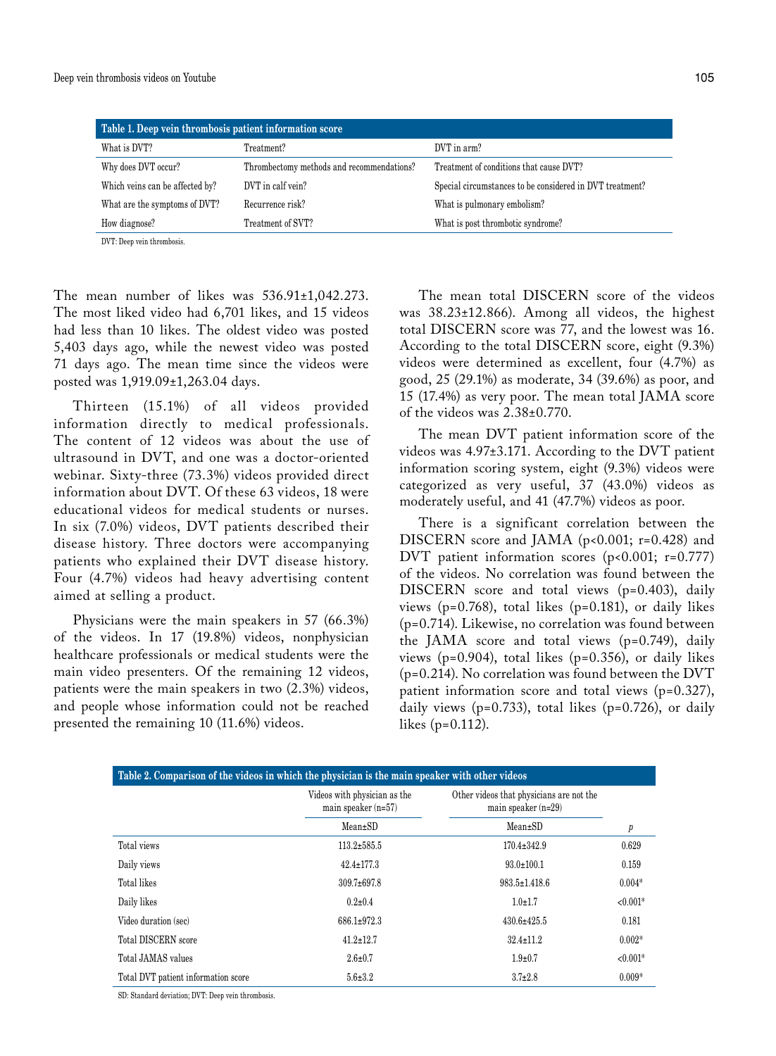**Table 1. Deep vein thrombosis patient information score**

| What is DVT? | Treatment? | DVT in arm? |
| --- | --- | --- |
| Why does DVT occur? | Thrombectomy methods and recommendations? | Treatment of conditions that cause DVT? |
| Which veins can be affected by? | DVT in calf vein? | Special circumstances to be considered in DVT treatment? |
| What are the symptoms of DVT? | Recurrence risk? | What is pulmonary embolism? |
| How diagnose? | Treatment of SVT? | What is post thrombotic syndrome? |

DVT: Deep vein thrombosis.

The mean number of likes was 536.91±1,042.273. The most liked video had 6,701 likes, and 15 videos had less than 10 likes. The oldest video was posted 5,403 days ago, while the newest video was posted 71 days ago. The mean time since the videos were posted was 1,919.09±1,263.04 days.

Thirteen (15.1%) of all videos provided information directly to medical professionals. The content of 12 videos was about the use of ultrasound in DVT, and one was a doctor-oriented webinar. Sixty-three (73.3%) videos provided direct information about DVT. Of these 63 videos, 18 were educational videos for medical students or nurses. In six (7.0%) videos, DVT patients described their disease history. Three doctors were accompanying patients who explained their DVT disease history. Four (4.7%) videos had heavy advertising content aimed at selling a product.

Physicians were the main speakers in 57 (66.3%) of the videos. In 17 (19.8%) videos, nonphysician healthcare professionals or medical students were the main video presenters. Of the remaining 12 videos, patients were the main speakers in two (2.3%) videos, and people whose information could not be reached presented the remaining 10 (11.6%) videos.

The mean total DISCERN score of the videos was 38.23±12.866). Among all videos, the highest total DISCERN score was 77, and the lowest was 16. According to the total DISCERN score, eight (9.3%) videos were determined as excellent, four (4.7%) as good, 25 (29.1%) as moderate, 34 (39.6%) as poor, and 15 (17.4%) as very poor. The mean total JAMA score of the videos was 2.38±0.770.

The mean DVT patient information score of the videos was 4.97±3.171. According to the DVT patient information scoring system, eight (9.3%) videos were categorized as very useful, 37 (43.0%) videos as moderately useful, and 41 (47.7%) videos as poor.

There is a significant correlation between the DISCERN score and JAMA ($p<0.001$; $r=0.428$) and DVT patient information scores ($p<0.001$; $r=0.777$) of the videos. No correlation was found between the DISCERN score and total views ($p=0.403$), daily views ($p=0.768$), total likes ($p=0.181$), or daily likes ($p=0.714$). Likewise, no correlation was found between the JAMA score and total views ($p=0.749$), daily views ($p=0.904$), total likes ($p=0.356$), or daily likes ($p=0.214$). No correlation was found between the DVT patient information score and total views ($p=0.327$), daily views ($p=0.733$), total likes ($p=0.726$), or daily likes ($p=0.112$).

**Table 2. Comparison of the videos in which the physician is the main speaker with other videos**

| | Videos with physician as the main speaker (n=57) | Other videos that physicians are not the main speaker (n=29) | |
| --- | --- | --- | --- |
| | Mean±SD | Mean±SD | *p* |
| Total views | 113.2±585.5 | 170.4±342.9 | 0.629 |
| Daily views | 42.4±177.3 | 93.0±100.1 | 0.159 |
| Total likes | 309.7±697.8 | 983.5±1.418.6 | 0.004* |
| Daily likes | 0.2±0.4 | 1.0±1.7 | <0.001* |
| Video duration (sec) | 686.1±972.3 | 430.6±425.5 | 0.181 |
| Total DISCERN score | 41.2±12.7 | 32.4±11.2 | 0.002* |
| Total JAMAS values | 2.6±0.7 | 1.9±0.7 | <0.001* |
| Total DVT patient information score | 5.6±3.2 | 3.7±2.8 | 0.009* |

SD: Standard deviation; DVT: Deep vein thrombosis.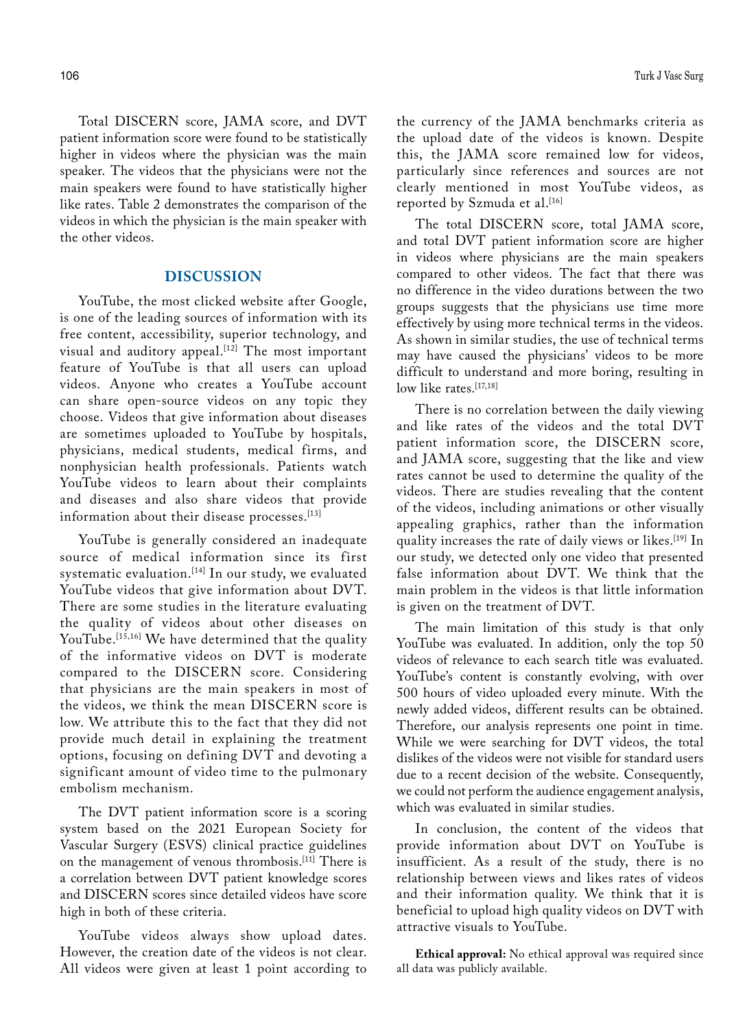Total DISCERN score, JAMA score, and DVT patient information score were found to be statistically higher in videos where the physician was the main speaker. The videos that the physicians were not the main speakers were found to have statistically higher like rates. Table 2 demonstrates the comparison of the videos in which the physician is the main speaker with the other videos.

## DISCUSSION

YouTube, the most clicked website after Google, is one of the leading sources of information with its free content, accessibility, superior technology, and visual and auditory appeal.[12] The most important feature of YouTube is that all users can upload videos. Anyone who creates a YouTube account can share open-source videos on any topic they choose. Videos that give information about diseases are sometimes uploaded to YouTube by hospitals, physicians, medical students, medical firms, and nonphysician health professionals. Patients watch YouTube videos to learn about their complaints and diseases and also share videos that provide information about their disease processes.[13]

YouTube is generally considered an inadequate source of medical information since its first systematic evaluation.[14] In our study, we evaluated YouTube videos that give information about DVT. There are some studies in the literature evaluating the quality of videos about other diseases on YouTube.[15,16] We have determined that the quality of the informative videos on DVT is moderate compared to the DISCERN score. Considering that physicians are the main speakers in most of the videos, we think the mean DISCERN score is low. We attribute this to the fact that they did not provide much detail in explaining the treatment options, focusing on defining DVT and devoting a significant amount of video time to the pulmonary embolism mechanism.

The DVT patient information score is a scoring system based on the 2021 European Society for Vascular Surgery (ESVS) clinical practice guidelines on the management of venous thrombosis.[11] There is a correlation between DVT patient knowledge scores and DISCERN scores since detailed videos have score high in both of these criteria.

YouTube videos always show upload dates. However, the creation date of the videos is not clear. All videos were given at least 1 point according to the currency of the JAMA benchmarks criteria as the upload date of the videos is known. Despite this, the JAMA score remained low for videos, particularly since references and sources are not clearly mentioned in most YouTube videos, as reported by Szmuda et al.[16]

The total DISCERN score, total JAMA score, and total DVT patient information score are higher in videos where physicians are the main speakers compared to other videos. The fact that there was no difference in the video durations between the two groups suggests that the physicians use time more effectively by using more technical terms in the videos. As shown in similar studies, the use of technical terms may have caused the physicians' videos to be more difficult to understand and more boring, resulting in low like rates.[17,18]

There is no correlation between the daily viewing and like rates of the videos and the total DVT patient information score, the DISCERN score, and JAMA score, suggesting that the like and view rates cannot be used to determine the quality of the videos. There are studies revealing that the content of the videos, including animations or other visually appealing graphics, rather than the information quality increases the rate of daily views or likes.[19] In our study, we detected only one video that presented false information about DVT. We think that the main problem in the videos is that little information is given on the treatment of DVT.

The main limitation of this study is that only YouTube was evaluated. In addition, only the top 50 videos of relevance to each search title was evaluated. YouTube's content is constantly evolving, with over 500 hours of video uploaded every minute. With the newly added videos, different results can be obtained. Therefore, our analysis represents one point in time. While we were searching for DVT videos, the total dislikes of the videos were not visible for standard users due to a recent decision of the website. Consequently, we could not perform the audience engagement analysis, which was evaluated in similar studies.

In conclusion, the content of the videos that provide information about DVT on YouTube is insufficient. As a result of the study, there is no relationship between views and likes rates of videos and their information quality. We think that it is beneficial to upload high quality videos on DVT with attractive visuals to YouTube.

**Ethical approval:** No ethical approval was required since all data was publicly available.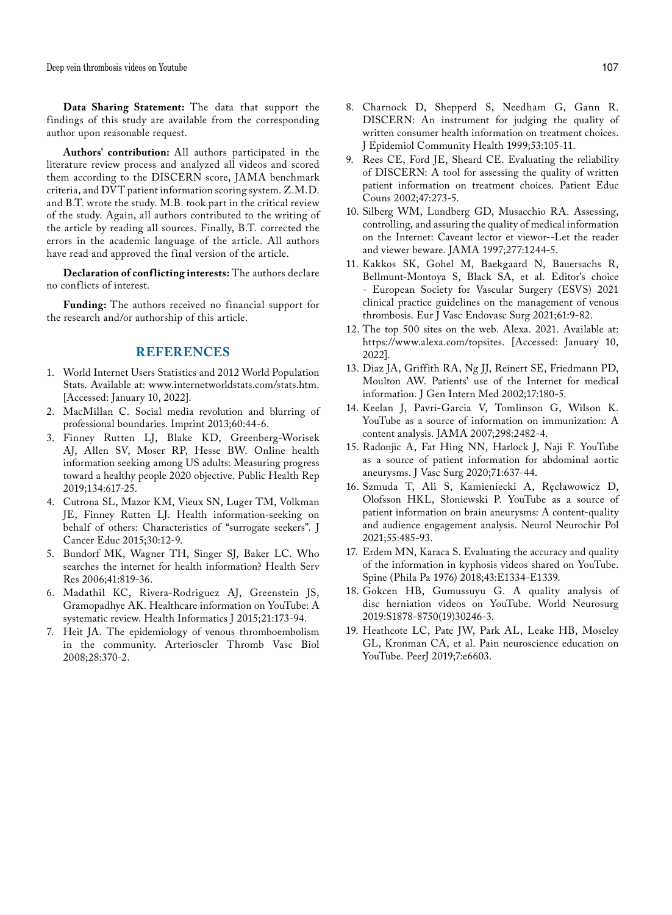**Data Sharing Statement:** The data that support the findings of this study are available from the corresponding author upon reasonable request.

**Authors' contribution:** All authors participated in the literature review process and analyzed all videos and scored them according to the DISCERN score, JAMA benchmark criteria, and DVT patient information scoring system. Z.M.D. and B.T. wrote the study. M.B. took part in the critical review of the study. Again, all authors contributed to the writing of the article by reading all sources. Finally, B.T. corrected the errors in the academic language of the article. All authors have read and approved the final version of the article.

**Declaration of conflicting interests:** The authors declare no conflicts of interest.

**Funding:** The authors received no financial support for the research and/or authorship of this article.

## REFERENCES

1. World Internet Users Statistics and 2012 World Population Stats. Available at: www.internetworldstats.com/stats.htm. [Accessed: January 10, 2022].
2. MacMillan C. Social media revolution and blurring of professional boundaries. Imprint 2013;60:44-6.
3. Finney Rutten LJ, Blake KD, Greenberg-Worisek AJ, Allen SV, Moser RP, Hesse BW. Online health information seeking among US adults: Measuring progress toward a healthy people 2020 objective. Public Health Rep 2019;134:617-25.
4. Cutrona SL, Mazor KM, Vieux SN, Luger TM, Volkman JE, Finney Rutten LJ. Health information-seeking on behalf of others: Characteristics of "surrogate seekers". J Cancer Educ 2015;30:12-9.
5. Bundorf MK, Wagner TH, Singer SJ, Baker LC. Who searches the internet for health information? Health Serv Res 2006;41:819-36.
6. Madathil KC, Rivera-Rodriguez AJ, Greenstein JS, Gramopadhye AK. Healthcare information on YouTube: A systematic review. Health Informatics J 2015;21:173-94.
7. Heit JA. The epidemiology of venous thromboembolism in the community. Arterioscler Thromb Vasc Biol 2008;28:370-2.
8. Charnock D, Shepperd S, Needham G, Gann R. DISCERN: An instrument for judging the quality of written consumer health information on treatment choices. J Epidemiol Community Health 1999;53:105-11.
9. Rees CE, Ford JE, Sheard CE. Evaluating the reliability of DISCERN: A tool for assessing the quality of written patient information on treatment choices. Patient Educ Couns 2002;47:273-5.
10. Silberg WM, Lundberg GD, Musacchio RA. Assessing, controlling, and assuring the quality of medical information on the Internet: Caveant lector et viewor--Let the reader and viewer beware. JAMA 1997;277:1244-5.
11. Kakkos SK, Gohel M, Baekgaard N, Bauersachs R, Bellmunt-Montoya S, Black SA, et al. Editor's choice - European Society for Vascular Surgery (ESVS) 2021 clinical practice guidelines on the management of venous thrombosis. Eur J Vasc Endovasc Surg 2021;61:9-82.
12. The top 500 sites on the web. Alexa. 2021. Available at: https://www.alexa.com/topsites. [Accessed: January 10, 2022].
13. Diaz JA, Griffith RA, Ng JJ, Reinert SE, Friedmann PD, Moulton AW. Patients' use of the Internet for medical information. J Gen Intern Med 2002;17:180-5.
14. Keelan J, Pavri-Garcia V, Tomlinson G, Wilson K. YouTube as a source of information on immunization: A content analysis. JAMA 2007;298:2482-4.
15. Radonjic A, Fat Hing NN, Harlock J, Naji F. YouTube as a source of patient information for abdominal aortic aneurysms. J Vasc Surg 2020;71:637-44.
16. Szmuda T, Ali S, Kamieniecki A, Ręcławowicz D, Olofsson HKL, Słoniewski P. YouTube as a source of patient information on brain aneurysms: A content-quality and audience engagement analysis. Neurol Neurochir Pol 2021;55:485-93.
17. Erdem MN, Karaca S. Evaluating the accuracy and quality of the information in kyphosis videos shared on YouTube. Spine (Phila Pa 1976) 2018;43:E1334-E1339.
18. Gokcen HB, Gumussuyu G. A quality analysis of disc herniation videos on YouTube. World Neurosurg 2019:S1878-8750(19)30246-3.
19. Heathcote LC, Pate JW, Park AL, Leake HB, Moseley GL, Kronman CA, et al. Pain neuroscience education on YouTube. PeerJ 2019;7:e6603.